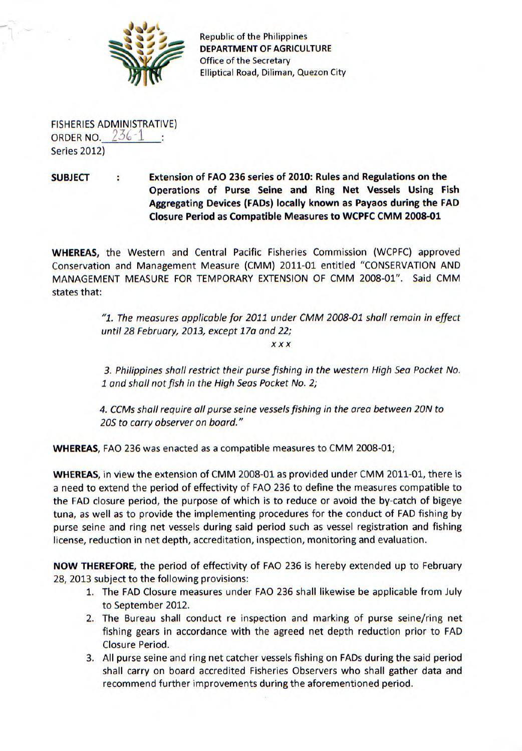Republic of the Philippines
**DEPARTMENT OF AGRICULTURE**
Office of the Secretary
Elliptical Road, Diliman, Quezon City

FISHERIES ADMINISTRATIVE)
ORDER NO. 236-1 :
Series 2012)

**SUBJECT : Extension of FAO 236 series of 2010: Rules and Regulations on the Operations of Purse Seine and Ring Net Vessels Using Fish Aggregating Devices (FADs) locally known as Payaos during the FAD Closure Period as Compatible Measures to WCPFC CMM 2008-01**

**WHEREAS,** the Western and Central Pacific Fisheries Commission (WCPFC) approved Conservation and Management Measure (CMM) 2011-01 entitled "CONSERVATION AND MANAGEMENT MEASURE FOR TEMPORARY EXTENSION OF CMM 2008-01". Said CMM states that:

> *"1. The measures applicable for 2011 under CMM 2008-01 shall remain in effect until 28 February, 2013, except 17a and 22;*
>
> *x x x*
>
> *3. Philippines shall restrict their purse fishing in the western High Sea Pocket No. 1 and shall not fish in the High Seas Pocket No. 2;*
>
> *4. CCMs shall require all purse seine vessels fishing in the area between 20N to 20S to carry observer on board."*

**WHEREAS**, FAO 236 was enacted as a compatible measures to CMM 2008-01;

**WHEREAS**, in view the extension of CMM 2008-01 as provided under CMM 2011-01, there is a need to extend the period of effectivity of FAO 236 to define the measures compatible to the FAD closure period, the purpose of which is to reduce or avoid the by-catch of bigeye tuna, as well as to provide the implementing procedures for the conduct of FAD fishing by purse seine and ring net vessels during said period such as vessel registration and fishing license, reduction in net depth, accreditation, inspection, monitoring and evaluation.

**NOW THEREFORE**, the period of effectivity of FAO 236 is hereby extended up to February 28, 2013 subject to the following provisions:

1. The FAD Closure measures under FAO 236 shall likewise be applicable from July to September 2012.
2. The Bureau shall conduct re inspection and marking of purse seine/ring net fishing gears in accordance with the agreed net depth reduction prior to FAD Closure Period.
3. All purse seine and ring net catcher vessels fishing on FADs during the said period shall carry on board accredited Fisheries Observers who shall gather data and recommend further improvements during the aforementioned period.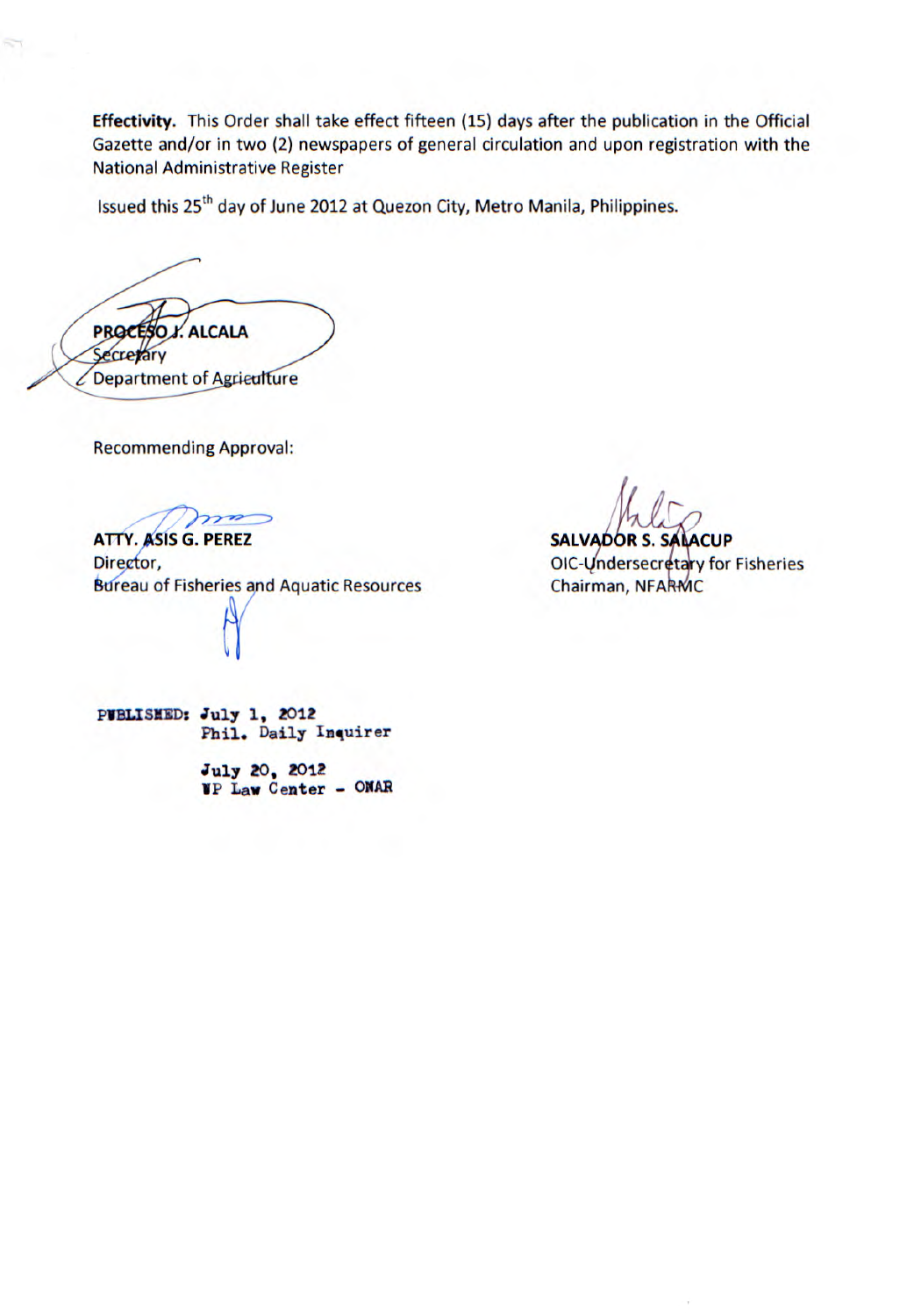**Effectivity.** This Order shall take effect fifteen (15) days after the publication in the Official Gazette and/or in two (2) newspapers of general circulation and upon registration with the National Administrative Register

Issued this 25th day of June 2012 at Quezon City, Metro Manila, Philippines.

**PROCESO J. ALCALA**
Secretary
Department of Agriculture

Recommending Approval:

**ATTY. ASIS G. PEREZ**
Director,
Bureau of Fisheries and Aquatic Resources

**SALVADOR S. SALACUP**
OIC-Undersecretary for Fisheries
Chairman, NFARMC

PUBLISHED: July 1, 2012
Phil. Daily Inquirer

July 20, 2012
UP Law Center - ONAR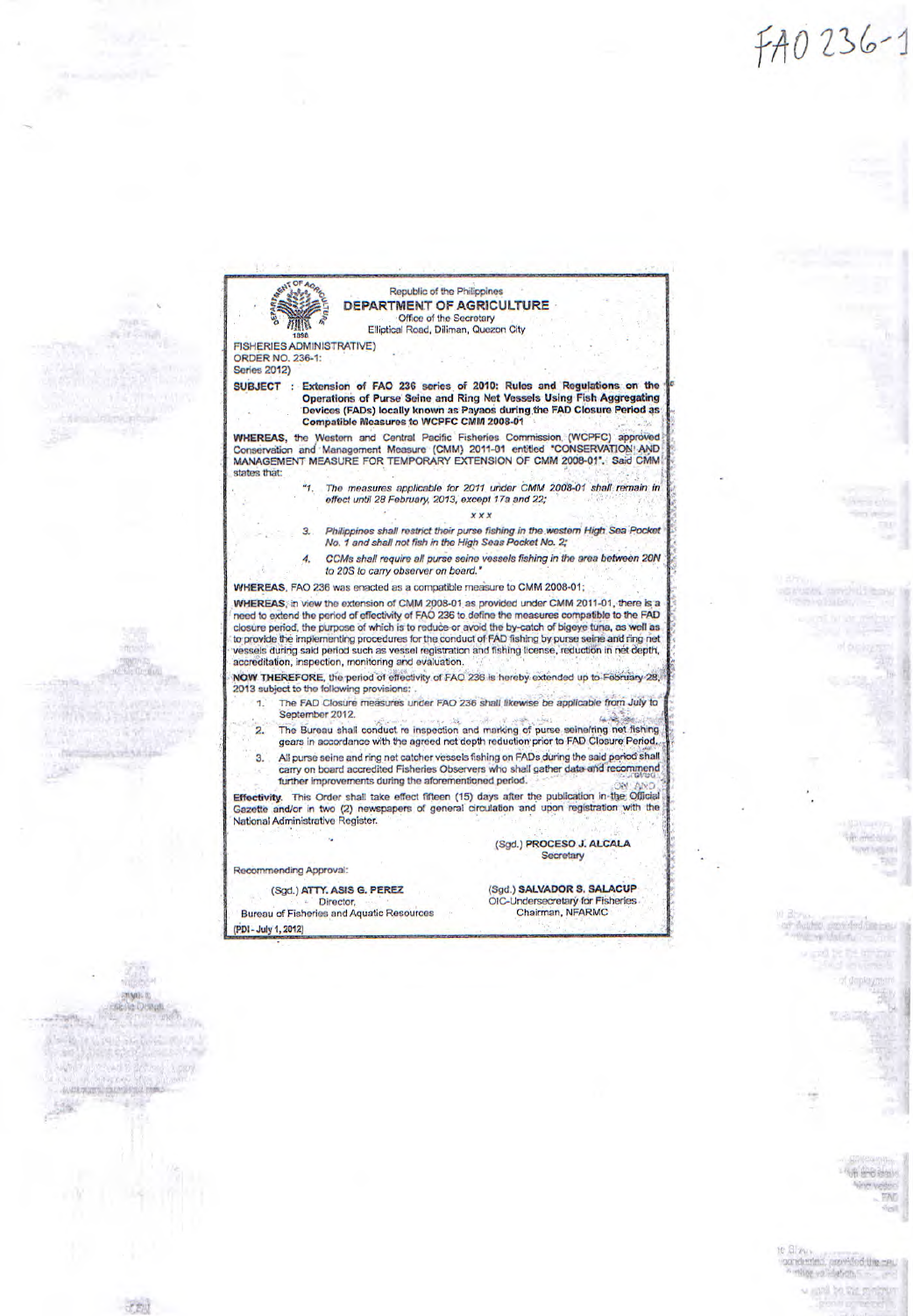FAO 236-1

Republic of the Philippines
**DEPARTMENT OF AGRICULTURE**
Office of the Secretary
Elliptical Road, Diliman, Quezon City

FISHERIES ADMINISTRATIVE)
ORDER NO. 236-1:
Series 2012)

**SUBJECT : Extension of FAO 236 series of 2010: Rules and Regulations on the Operations of Purse Seine and Ring Net Vessels Using Fish Aggregating Devices (FADs) locally known as Payaos during the FAD Closure Period as Compatible Measures to WCPFC CMM 2008-01**

**WHEREAS,** the Western and Central Pacific Fisheries Commission (WCPFC) approved Conservation and Management Measure (CMM) 2011-01 entitled "CONSERVATION AND MANAGEMENT MEASURE FOR TEMPORARY EXTENSION OF CMM 2008-01". Said CMM states that:

> "1. *The measures applicable for 2011 under CMM 2008-01 shall remain in effect until 28 February, 2013, except 17a and 22;*
>
> *x x x*
>
> 3. *Philippines shall restrict their purse fishing in the western High Sea Pocket No. 1 and shall not fish in the High Seas Pocket No. 2;*
>
> 4. *CCMs shall require all purse seine vessels fishing in the area between 20N to 20S to carry observer on board.*"

**WHEREAS,** FAO 236 was enacted as a compatible measure to CMM 2008-01;

**WHEREAS,** in view the extension of CMM 2008-01 as provided under CMM 2011-01, there is a need to extend the period of effectivity of FAO 236 to define the measures compatible to the FAD closure period, the purpose of which is to reduce or avoid the by-catch of bigeye tuna, as well as to provide the implementing procedures for the conduct of FAD fishing by purse seine and ring net vessels during said period such as vessel registration and fishing license, reduction in net depth, accreditation, inspection, monitoring and evaluation.

**NOW THEREFORE,** the period of effectivity of FAO 236 is hereby extended up to February 28, 2013 subject to the following provisions:

1. The FAD Closure measures under FAO 236 shall likewise be applicable from July to September 2012.
2. The Bureau shall conduct re inspection and marking of purse seine/ring net fishing gears in accordance with the agreed net depth reduction prior to FAD Closure Period.
3. All purse seine and ring net catcher vessels fishing on FADs during the said period shall carry on board accredited Fisheries Observers who shall gather data and recommend further improvements during the aforementioned period.

**Effectivity.** This Order shall take effect fifteen (15) days after the publication in the Official Gazette and/or in two (2) newspapers of general circulation and upon registration with the National Administrative Register.

(Sgd.) **PROCESO J. ALCALA**
Secretary

Recommending Approval:

(Sgd.) **ATTY. ASIS G. PEREZ**
Director,
Bureau of Fisheries and Aquatic Resources

(Sgd.) **SALVADOR S. SALACUP**
OIC-Undersecretary for Fisheries
Chairman, NFARMC

(PDI - July 1, 2012)